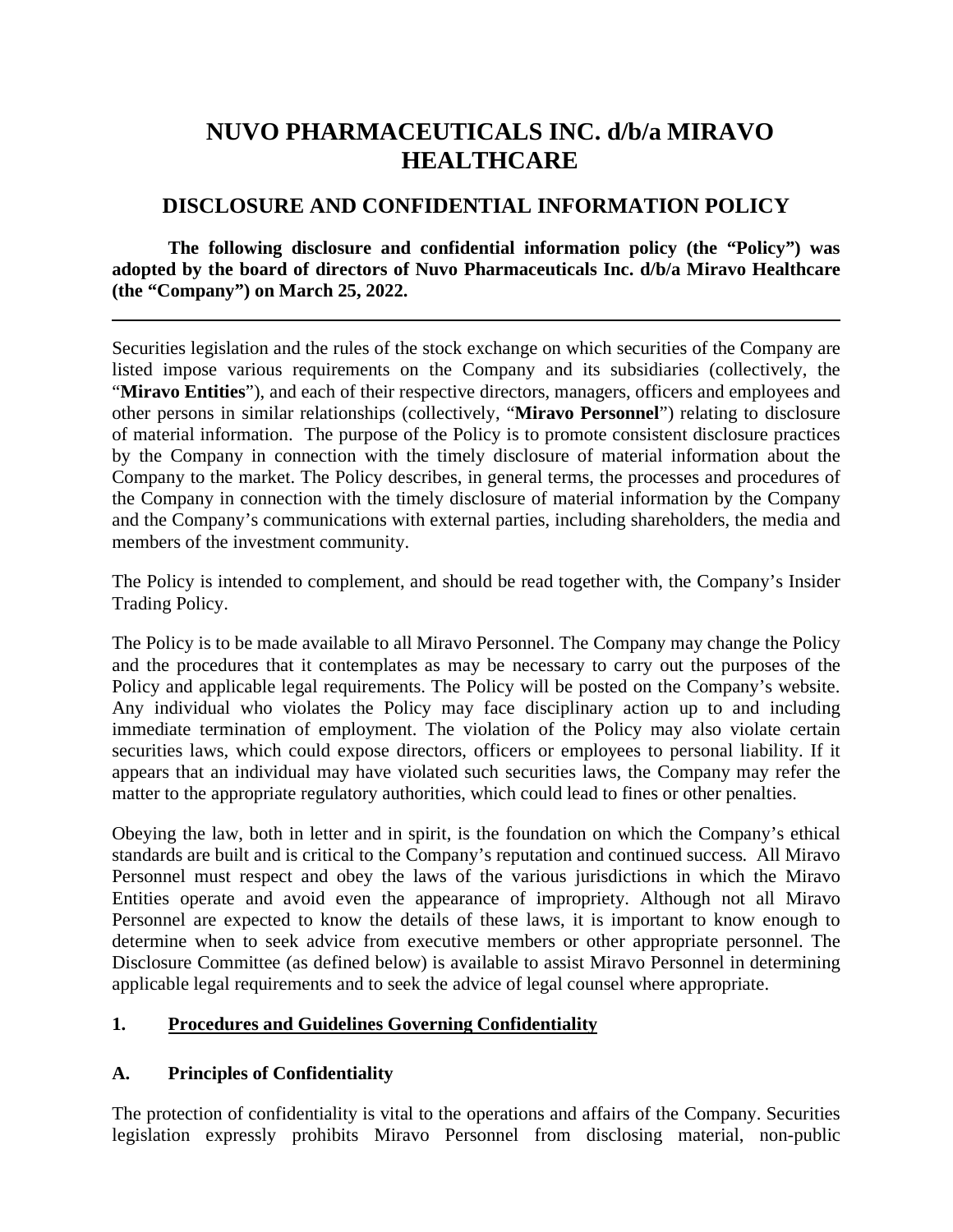# NUVO PHARMACEUTICALS INC. d/b/a MIRAVO HEALTHCARE

## DISCLOSURE AND CONFIDENTIAL INFORMATION POLICY

**The following disclosure and confidential information policy (the "Policy") was adopted by the board of directors of Nuvo Pharmaceuticals Inc. d/b/a Miravo Healthcare (the "Company") on March 25, 2022.**

---

Securities legislation and the rules of the stock exchange on which securities of the Company are listed impose various requirements on the Company and its subsidiaries (collectively, the "**Miravo Entities**"), and each of their respective directors, managers, officers and employees and other persons in similar relationships (collectively, "**Miravo Personnel**") relating to disclosure of material information. The purpose of the Policy is to promote consistent disclosure practices by the Company in connection with the timely disclosure of material information about the Company to the market. The Policy describes, in general terms, the processes and procedures of the Company in connection with the timely disclosure of material information by the Company and the Company's communications with external parties, including shareholders, the media and members of the investment community.

The Policy is intended to complement, and should be read together with, the Company's Insider Trading Policy.

The Policy is to be made available to all Miravo Personnel. The Company may change the Policy and the procedures that it contemplates as may be necessary to carry out the purposes of the Policy and applicable legal requirements. The Policy will be posted on the Company's website. Any individual who violates the Policy may face disciplinary action up to and including immediate termination of employment. The violation of the Policy may also violate certain securities laws, which could expose directors, officers or employees to personal liability. If it appears that an individual may have violated such securities laws, the Company may refer the matter to the appropriate regulatory authorities, which could lead to fines or other penalties.

Obeying the law, both in letter and in spirit, is the foundation on which the Company's ethical standards are built and is critical to the Company's reputation and continued success. All Miravo Personnel must respect and obey the laws of the various jurisdictions in which the Miravo Entities operate and avoid even the appearance of impropriety. Although not all Miravo Personnel are expected to know the details of these laws, it is important to know enough to determine when to seek advice from executive members or other appropriate personnel. The Disclosure Committee (as defined below) is available to assist Miravo Personnel in determining applicable legal requirements and to seek the advice of legal counsel where appropriate.

### 1. Procedures and Guidelines Governing Confidentiality

### A. Principles of Confidentiality

The protection of confidentiality is vital to the operations and affairs of the Company. Securities legislation expressly prohibits Miravo Personnel from disclosing material, non-public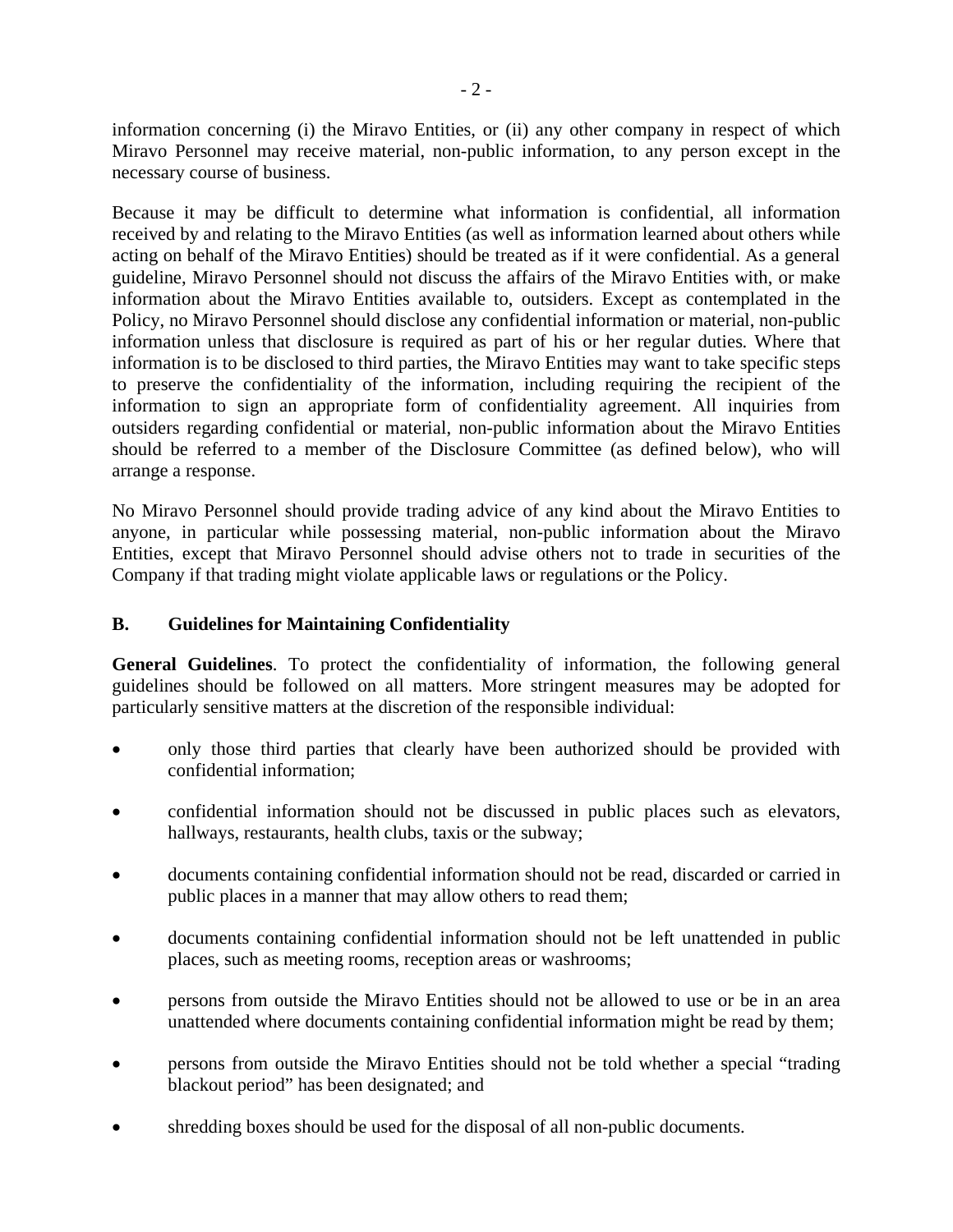information concerning (i) the Miravo Entities, or (ii) any other company in respect of which Miravo Personnel may receive material, non-public information, to any person except in the necessary course of business.

Because it may be difficult to determine what information is confidential, all information received by and relating to the Miravo Entities (as well as information learned about others while acting on behalf of the Miravo Entities) should be treated as if it were confidential. As a general guideline, Miravo Personnel should not discuss the affairs of the Miravo Entities with, or make information about the Miravo Entities available to, outsiders. Except as contemplated in the Policy, no Miravo Personnel should disclose any confidential information or material, non-public information unless that disclosure is required as part of his or her regular duties. Where that information is to be disclosed to third parties, the Miravo Entities may want to take specific steps to preserve the confidentiality of the information, including requiring the recipient of the information to sign an appropriate form of confidentiality agreement. All inquiries from outsiders regarding confidential or material, non-public information about the Miravo Entities should be referred to a member of the Disclosure Committee (as defined below), who will arrange a response.

No Miravo Personnel should provide trading advice of any kind about the Miravo Entities to anyone, in particular while possessing material, non-public information about the Miravo Entities, except that Miravo Personnel should advise others not to trade in securities of the Company if that trading might violate applicable laws or regulations or the Policy.

### B. Guidelines for Maintaining Confidentiality

**General Guidelines**. To protect the confidentiality of information, the following general guidelines should be followed on all matters. More stringent measures may be adopted for particularly sensitive matters at the discretion of the responsible individual:

- only those third parties that clearly have been authorized should be provided with confidential information;
- confidential information should not be discussed in public places such as elevators, hallways, restaurants, health clubs, taxis or the subway;
- documents containing confidential information should not be read, discarded or carried in public places in a manner that may allow others to read them;
- documents containing confidential information should not be left unattended in public places, such as meeting rooms, reception areas or washrooms;
- persons from outside the Miravo Entities should not be allowed to use or be in an area unattended where documents containing confidential information might be read by them;
- persons from outside the Miravo Entities should not be told whether a special "trading blackout period" has been designated; and
- shredding boxes should be used for the disposal of all non-public documents.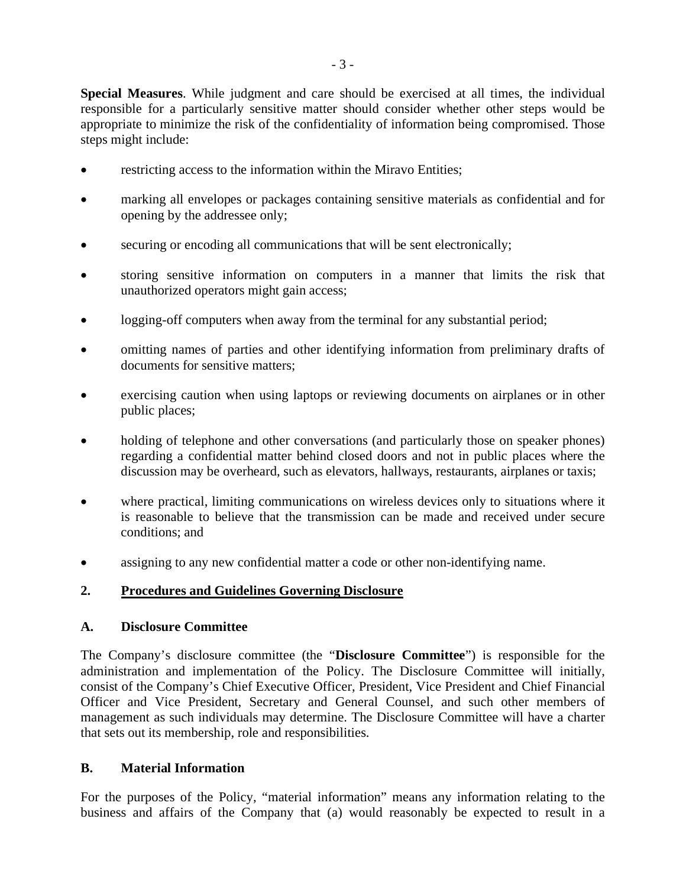**Special Measures**. While judgment and care should be exercised at all times, the individual responsible for a particularly sensitive matter should consider whether other steps would be appropriate to minimize the risk of the confidentiality of information being compromised. Those steps might include:

- restricting access to the information within the Miravo Entities;
- marking all envelopes or packages containing sensitive materials as confidential and for opening by the addressee only;
- securing or encoding all communications that will be sent electronically;
- storing sensitive information on computers in a manner that limits the risk that unauthorized operators might gain access;
- logging-off computers when away from the terminal for any substantial period;
- omitting names of parties and other identifying information from preliminary drafts of documents for sensitive matters;
- exercising caution when using laptops or reviewing documents on airplanes or in other public places;
- holding of telephone and other conversations (and particularly those on speaker phones) regarding a confidential matter behind closed doors and not in public places where the discussion may be overheard, such as elevators, hallways, restaurants, airplanes or taxis;
- where practical, limiting communications on wireless devices only to situations where it is reasonable to believe that the transmission can be made and received under secure conditions; and
- assigning to any new confidential matter a code or other non-identifying name.

## 2. <u>Procedures and Guidelines Governing Disclosure</u>

### A. Disclosure Committee

The Company's disclosure committee (the "**Disclosure Committee**") is responsible for the administration and implementation of the Policy. The Disclosure Committee will initially, consist of the Company's Chief Executive Officer, President, Vice President and Chief Financial Officer and Vice President, Secretary and General Counsel, and such other members of management as such individuals may determine. The Disclosure Committee will have a charter that sets out its membership, role and responsibilities.

### B. Material Information

For the purposes of the Policy, "material information" means any information relating to the business and affairs of the Company that (a) would reasonably be expected to result in a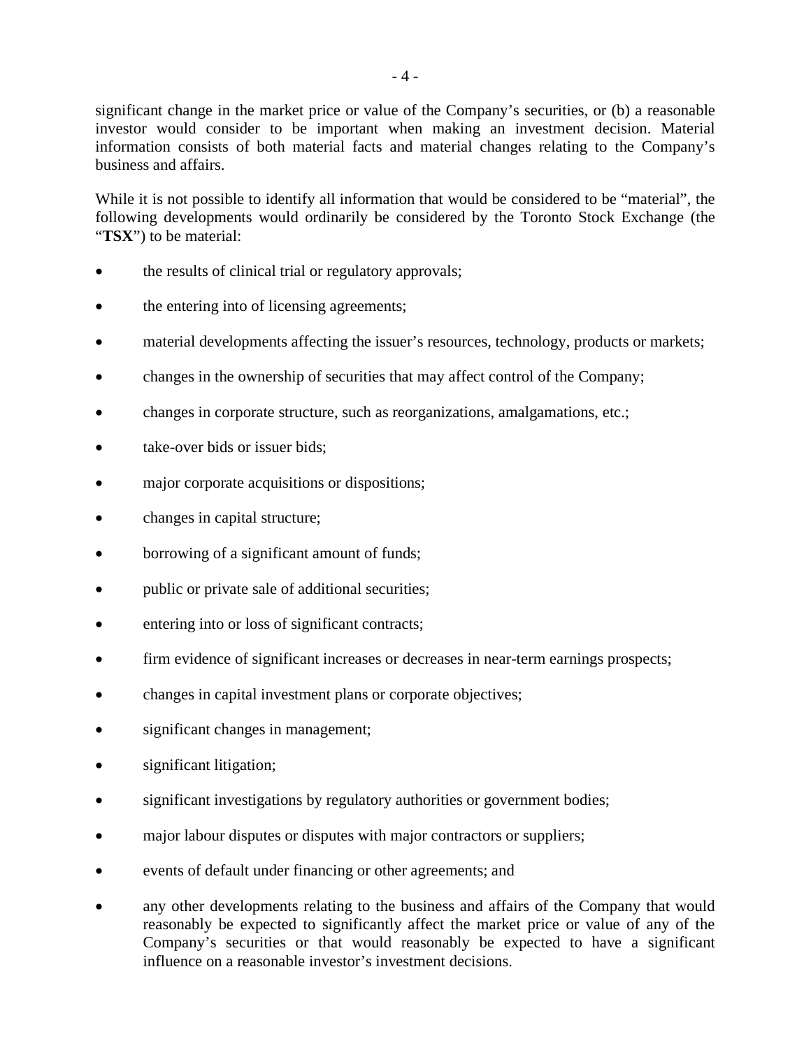significant change in the market price or value of the Company's securities, or (b) a reasonable investor would consider to be important when making an investment decision. Material information consists of both material facts and material changes relating to the Company's business and affairs.

While it is not possible to identify all information that would be considered to be "material", the following developments would ordinarily be considered by the Toronto Stock Exchange (the "**TSX**") to be material:

- the results of clinical trial or regulatory approvals;
- the entering into of licensing agreements;
- material developments affecting the issuer's resources, technology, products or markets;
- changes in the ownership of securities that may affect control of the Company;
- changes in corporate structure, such as reorganizations, amalgamations, etc.;
- take-over bids or issuer bids;
- major corporate acquisitions or dispositions;
- changes in capital structure;
- borrowing of a significant amount of funds;
- public or private sale of additional securities;
- entering into or loss of significant contracts;
- firm evidence of significant increases or decreases in near-term earnings prospects;
- changes in capital investment plans or corporate objectives;
- significant changes in management;
- significant litigation;
- significant investigations by regulatory authorities or government bodies;
- major labour disputes or disputes with major contractors or suppliers;
- events of default under financing or other agreements; and
- any other developments relating to the business and affairs of the Company that would reasonably be expected to significantly affect the market price or value of any of the Company's securities or that would reasonably be expected to have a significant influence on a reasonable investor's investment decisions.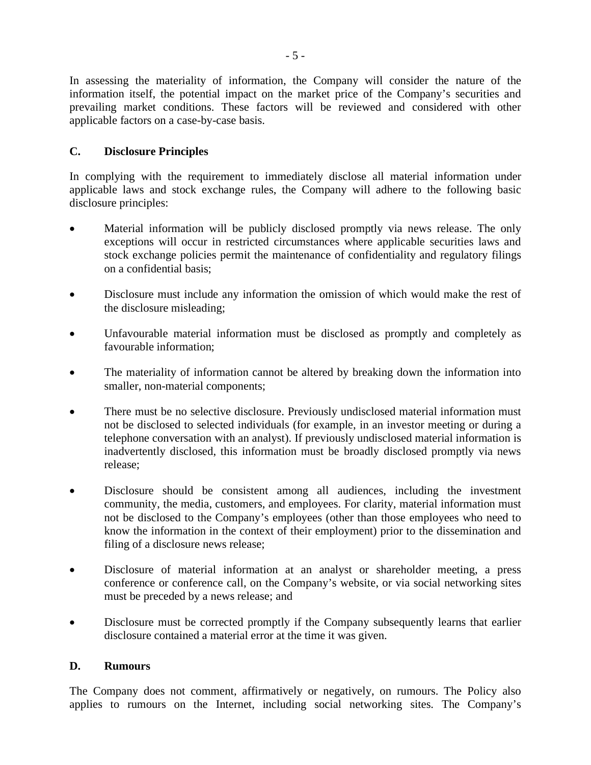In assessing the materiality of information, the Company will consider the nature of the information itself, the potential impact on the market price of the Company's securities and prevailing market conditions. These factors will be reviewed and considered with other applicable factors on a case-by-case basis.

### C. Disclosure Principles

In complying with the requirement to immediately disclose all material information under applicable laws and stock exchange rules, the Company will adhere to the following basic disclosure principles:

- Material information will be publicly disclosed promptly via news release. The only exceptions will occur in restricted circumstances where applicable securities laws and stock exchange policies permit the maintenance of confidentiality and regulatory filings on a confidential basis;
- Disclosure must include any information the omission of which would make the rest of the disclosure misleading;
- Unfavourable material information must be disclosed as promptly and completely as favourable information;
- The materiality of information cannot be altered by breaking down the information into smaller, non-material components;
- There must be no selective disclosure. Previously undisclosed material information must not be disclosed to selected individuals (for example, in an investor meeting or during a telephone conversation with an analyst). If previously undisclosed material information is inadvertently disclosed, this information must be broadly disclosed promptly via news release;
- Disclosure should be consistent among all audiences, including the investment community, the media, customers, and employees. For clarity, material information must not be disclosed to the Company's employees (other than those employees who need to know the information in the context of their employment) prior to the dissemination and filing of a disclosure news release;
- Disclosure of material information at an analyst or shareholder meeting, a press conference or conference call, on the Company's website, or via social networking sites must be preceded by a news release; and
- Disclosure must be corrected promptly if the Company subsequently learns that earlier disclosure contained a material error at the time it was given.

### D. Rumours

The Company does not comment, affirmatively or negatively, on rumours. The Policy also applies to rumours on the Internet, including social networking sites. The Company's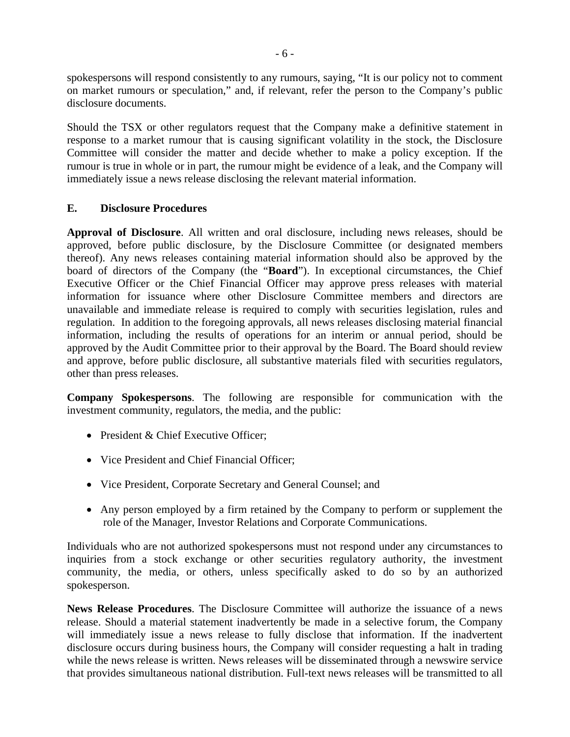spokespersons will respond consistently to any rumours, saying, "It is our policy not to comment on market rumours or speculation," and, if relevant, refer the person to the Company's public disclosure documents.

Should the TSX or other regulators request that the Company make a definitive statement in response to a market rumour that is causing significant volatility in the stock, the Disclosure Committee will consider the matter and decide whether to make a policy exception. If the rumour is true in whole or in part, the rumour might be evidence of a leak, and the Company will immediately issue a news release disclosing the relevant material information.

### E. Disclosure Procedures

**Approval of Disclosure**. All written and oral disclosure, including news releases, should be approved, before public disclosure, by the Disclosure Committee (or designated members thereof). Any news releases containing material information should also be approved by the board of directors of the Company (the "**Board**"). In exceptional circumstances, the Chief Executive Officer or the Chief Financial Officer may approve press releases with material information for issuance where other Disclosure Committee members and directors are unavailable and immediate release is required to comply with securities legislation, rules and regulation. In addition to the foregoing approvals, all news releases disclosing material financial information, including the results of operations for an interim or annual period, should be approved by the Audit Committee prior to their approval by the Board. The Board should review and approve, before public disclosure, all substantive materials filed with securities regulators, other than press releases.

**Company Spokespersons**. The following are responsible for communication with the investment community, regulators, the media, and the public:

- President & Chief Executive Officer;
- Vice President and Chief Financial Officer;
- Vice President, Corporate Secretary and General Counsel; and
- Any person employed by a firm retained by the Company to perform or supplement the role of the Manager, Investor Relations and Corporate Communications.

Individuals who are not authorized spokespersons must not respond under any circumstances to inquiries from a stock exchange or other securities regulatory authority, the investment community, the media, or others, unless specifically asked to do so by an authorized spokesperson.

**News Release Procedures**. The Disclosure Committee will authorize the issuance of a news release. Should a material statement inadvertently be made in a selective forum, the Company will immediately issue a news release to fully disclose that information. If the inadvertent disclosure occurs during business hours, the Company will consider requesting a halt in trading while the news release is written. News releases will be disseminated through a newswire service that provides simultaneous national distribution. Full-text news releases will be transmitted to all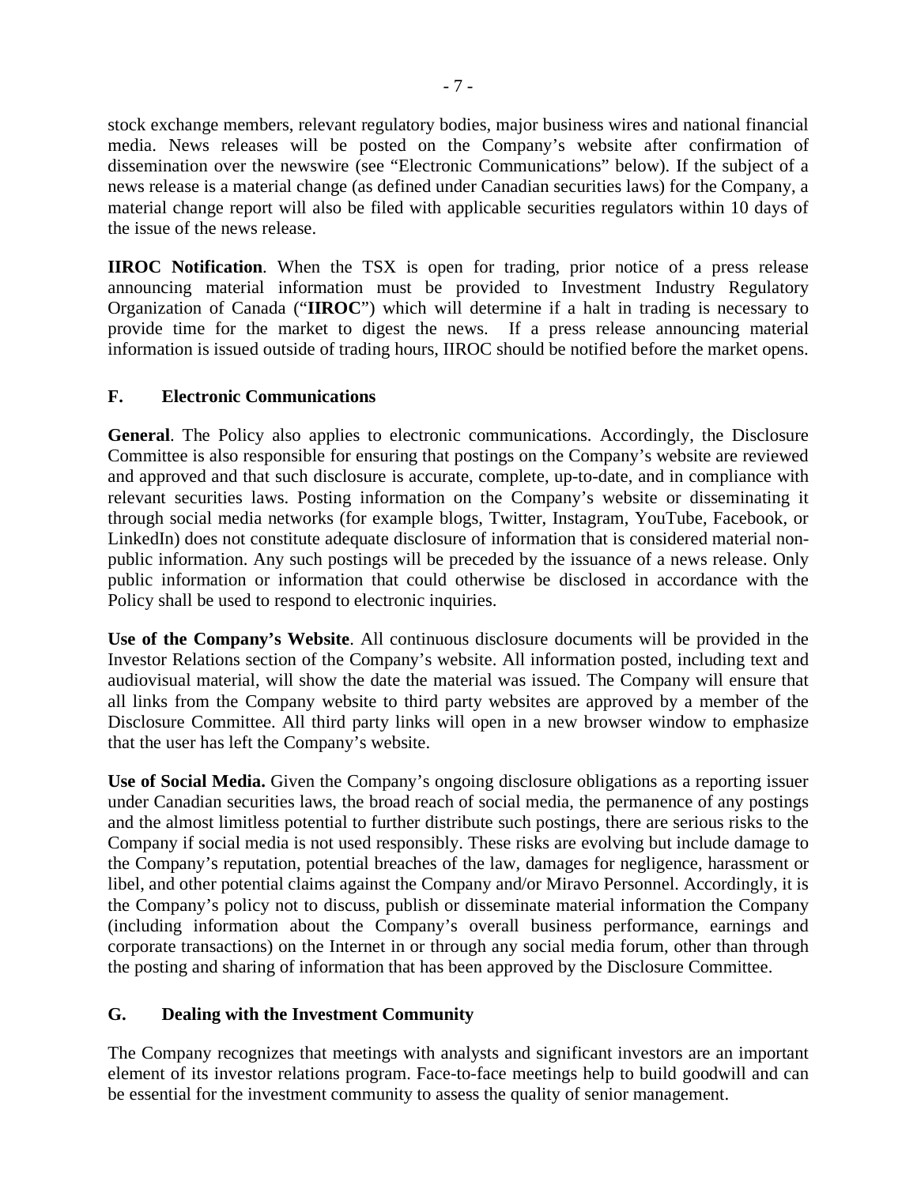stock exchange members, relevant regulatory bodies, major business wires and national financial media. News releases will be posted on the Company's website after confirmation of dissemination over the newswire (see "Electronic Communications" below). If the subject of a news release is a material change (as defined under Canadian securities laws) for the Company, a material change report will also be filed with applicable securities regulators within 10 days of the issue of the news release.

**IIROC Notification**. When the TSX is open for trading, prior notice of a press release announcing material information must be provided to Investment Industry Regulatory Organization of Canada ("**IIROC**") which will determine if a halt in trading is necessary to provide time for the market to digest the news. If a press release announcing material information is issued outside of trading hours, IIROC should be notified before the market opens.

## F. Electronic Communications

**General**. The Policy also applies to electronic communications. Accordingly, the Disclosure Committee is also responsible for ensuring that postings on the Company's website are reviewed and approved and that such disclosure is accurate, complete, up-to-date, and in compliance with relevant securities laws. Posting information on the Company's website or disseminating it through social media networks (for example blogs, Twitter, Instagram, YouTube, Facebook, or LinkedIn) does not constitute adequate disclosure of information that is considered material non-public information. Any such postings will be preceded by the issuance of a news release. Only public information or information that could otherwise be disclosed in accordance with the Policy shall be used to respond to electronic inquiries.

**Use of the Company's Website**. All continuous disclosure documents will be provided in the Investor Relations section of the Company's website. All information posted, including text and audiovisual material, will show the date the material was issued. The Company will ensure that all links from the Company website to third party websites are approved by a member of the Disclosure Committee. All third party links will open in a new browser window to emphasize that the user has left the Company's website.

**Use of Social Media.** Given the Company's ongoing disclosure obligations as a reporting issuer under Canadian securities laws, the broad reach of social media, the permanence of any postings and the almost limitless potential to further distribute such postings, there are serious risks to the Company if social media is not used responsibly. These risks are evolving but include damage to the Company's reputation, potential breaches of the law, damages for negligence, harassment or libel, and other potential claims against the Company and/or Miravo Personnel. Accordingly, it is the Company's policy not to discuss, publish or disseminate material information the Company (including information about the Company's overall business performance, earnings and corporate transactions) on the Internet in or through any social media forum, other than through the posting and sharing of information that has been approved by the Disclosure Committee.

## G. Dealing with the Investment Community

The Company recognizes that meetings with analysts and significant investors are an important element of its investor relations program. Face-to-face meetings help to build goodwill and can be essential for the investment community to assess the quality of senior management.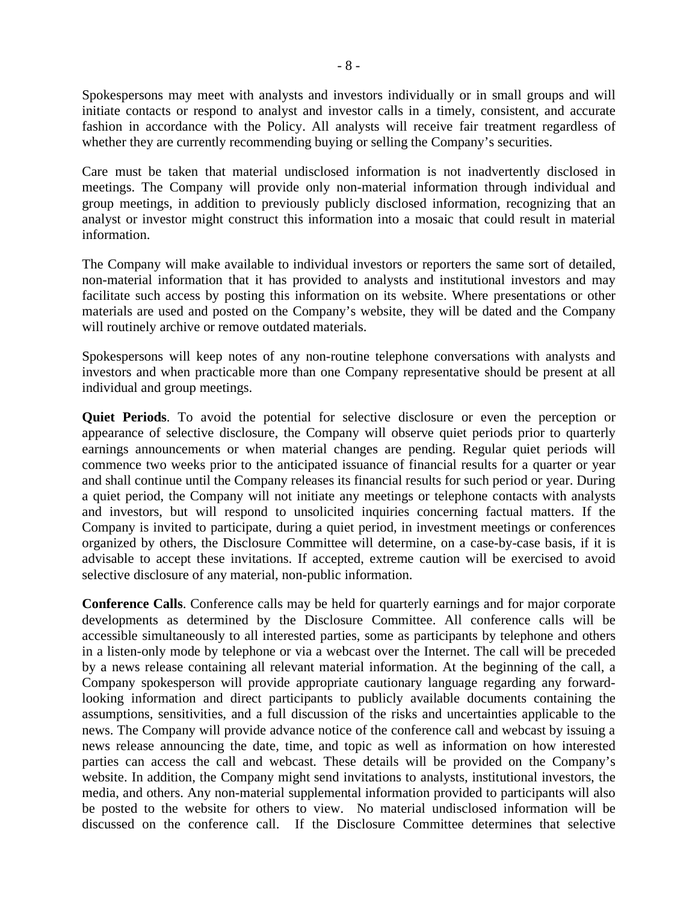Spokespersons may meet with analysts and investors individually or in small groups and will initiate contacts or respond to analyst and investor calls in a timely, consistent, and accurate fashion in accordance with the Policy. All analysts will receive fair treatment regardless of whether they are currently recommending buying or selling the Company's securities.

Care must be taken that material undisclosed information is not inadvertently disclosed in meetings. The Company will provide only non-material information through individual and group meetings, in addition to previously publicly disclosed information, recognizing that an analyst or investor might construct this information into a mosaic that could result in material information.

The Company will make available to individual investors or reporters the same sort of detailed, non-material information that it has provided to analysts and institutional investors and may facilitate such access by posting this information on its website. Where presentations or other materials are used and posted on the Company's website, they will be dated and the Company will routinely archive or remove outdated materials.

Spokespersons will keep notes of any non-routine telephone conversations with analysts and investors and when practicable more than one Company representative should be present at all individual and group meetings.

**Quiet Periods**. To avoid the potential for selective disclosure or even the perception or appearance of selective disclosure, the Company will observe quiet periods prior to quarterly earnings announcements or when material changes are pending. Regular quiet periods will commence two weeks prior to the anticipated issuance of financial results for a quarter or year and shall continue until the Company releases its financial results for such period or year. During a quiet period, the Company will not initiate any meetings or telephone contacts with analysts and investors, but will respond to unsolicited inquiries concerning factual matters. If the Company is invited to participate, during a quiet period, in investment meetings or conferences organized by others, the Disclosure Committee will determine, on a case-by-case basis, if it is advisable to accept these invitations. If accepted, extreme caution will be exercised to avoid selective disclosure of any material, non-public information.

**Conference Calls**. Conference calls may be held for quarterly earnings and for major corporate developments as determined by the Disclosure Committee. All conference calls will be accessible simultaneously to all interested parties, some as participants by telephone and others in a listen-only mode by telephone or via a webcast over the Internet. The call will be preceded by a news release containing all relevant material information. At the beginning of the call, a Company spokesperson will provide appropriate cautionary language regarding any forward-looking information and direct participants to publicly available documents containing the assumptions, sensitivities, and a full discussion of the risks and uncertainties applicable to the news. The Company will provide advance notice of the conference call and webcast by issuing a news release announcing the date, time, and topic as well as information on how interested parties can access the call and webcast. These details will be provided on the Company's website. In addition, the Company might send invitations to analysts, institutional investors, the media, and others. Any non-material supplemental information provided to participants will also be posted to the website for others to view. No material undisclosed information will be discussed on the conference call. If the Disclosure Committee determines that selective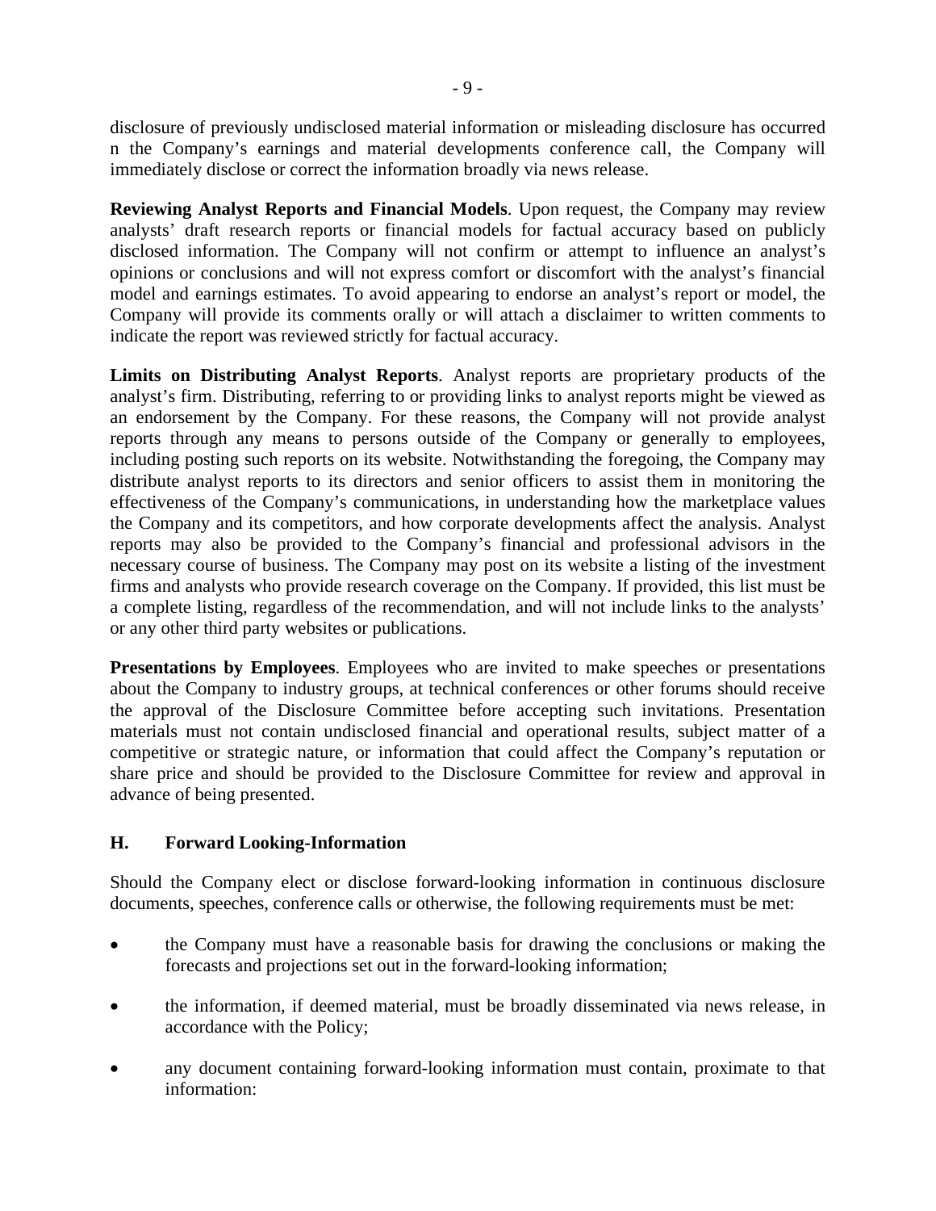disclosure of previously undisclosed material information or misleading disclosure has occurred n the Company's earnings and material developments conference call, the Company will immediately disclose or correct the information broadly via news release.

**Reviewing Analyst Reports and Financial Models**. Upon request, the Company may review analysts' draft research reports or financial models for factual accuracy based on publicly disclosed information. The Company will not confirm or attempt to influence an analyst's opinions or conclusions and will not express comfort or discomfort with the analyst's financial model and earnings estimates. To avoid appearing to endorse an analyst's report or model, the Company will provide its comments orally or will attach a disclaimer to written comments to indicate the report was reviewed strictly for factual accuracy.

**Limits on Distributing Analyst Reports**. Analyst reports are proprietary products of the analyst's firm. Distributing, referring to or providing links to analyst reports might be viewed as an endorsement by the Company. For these reasons, the Company will not provide analyst reports through any means to persons outside of the Company or generally to employees, including posting such reports on its website. Notwithstanding the foregoing, the Company may distribute analyst reports to its directors and senior officers to assist them in monitoring the effectiveness of the Company's communications, in understanding how the marketplace values the Company and its competitors, and how corporate developments affect the analysis. Analyst reports may also be provided to the Company's financial and professional advisors in the necessary course of business. The Company may post on its website a listing of the investment firms and analysts who provide research coverage on the Company. If provided, this list must be a complete listing, regardless of the recommendation, and will not include links to the analysts' or any other third party websites or publications.

**Presentations by Employees**. Employees who are invited to make speeches or presentations about the Company to industry groups, at technical conferences or other forums should receive the approval of the Disclosure Committee before accepting such invitations. Presentation materials must not contain undisclosed financial and operational results, subject matter of a competitive or strategic nature, or information that could affect the Company's reputation or share price and should be provided to the Disclosure Committee for review and approval in advance of being presented.

## H. Forward Looking-Information

Should the Company elect or disclose forward-looking information in continuous disclosure documents, speeches, conference calls or otherwise, the following requirements must be met:

- the Company must have a reasonable basis for drawing the conclusions or making the forecasts and projections set out in the forward-looking information;
- the information, if deemed material, must be broadly disseminated via news release, in accordance with the Policy;
- any document containing forward-looking information must contain, proximate to that information: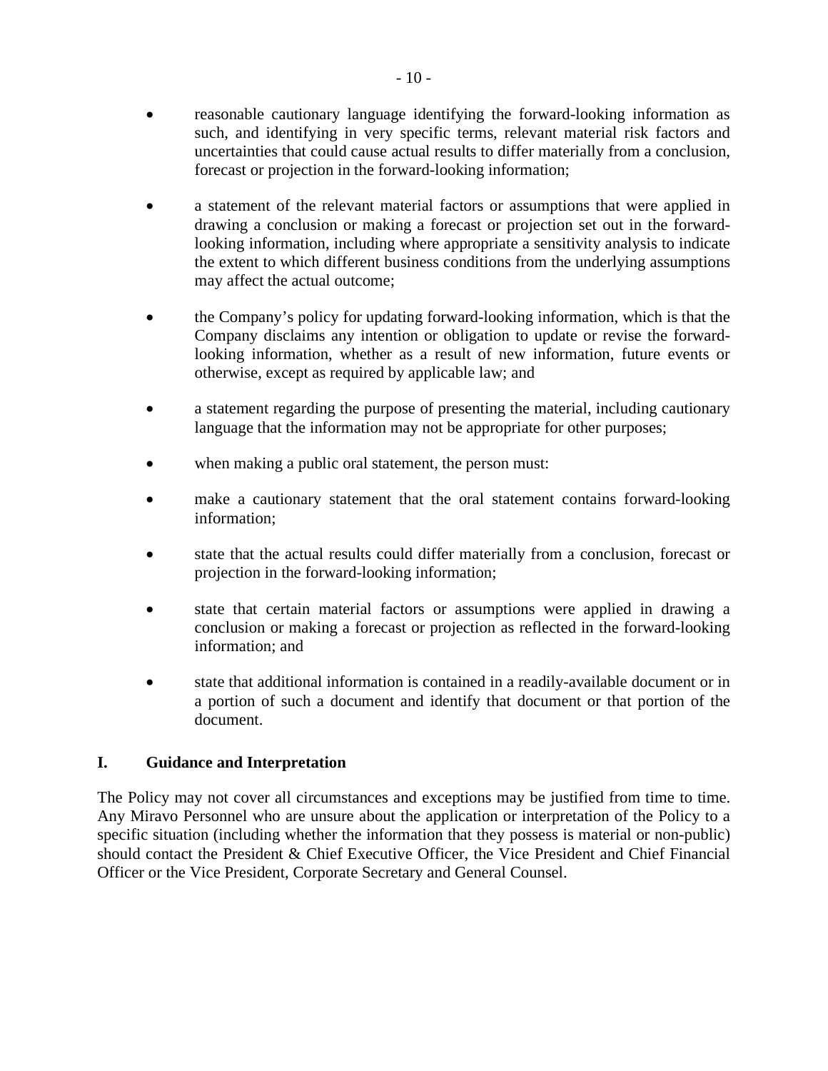- reasonable cautionary language identifying the forward-looking information as such, and identifying in very specific terms, relevant material risk factors and uncertainties that could cause actual results to differ materially from a conclusion, forecast or projection in the forward-looking information;

- a statement of the relevant material factors or assumptions that were applied in drawing a conclusion or making a forecast or projection set out in the forward-looking information, including where appropriate a sensitivity analysis to indicate the extent to which different business conditions from the underlying assumptions may affect the actual outcome;

- the Company's policy for updating forward-looking information, which is that the Company disclaims any intention or obligation to update or revise the forward-looking information, whether as a result of new information, future events or otherwise, except as required by applicable law; and

- a statement regarding the purpose of presenting the material, including cautionary language that the information may not be appropriate for other purposes;

- when making a public oral statement, the person must:

- make a cautionary statement that the oral statement contains forward-looking information;

- state that the actual results could differ materially from a conclusion, forecast or projection in the forward-looking information;

- state that certain material factors or assumptions were applied in drawing a conclusion or making a forecast or projection as reflected in the forward-looking information; and

- state that additional information is contained in a readily-available document or in a portion of such a document and identify that document or that portion of the document.

## I. Guidance and Interpretation

The Policy may not cover all circumstances and exceptions may be justified from time to time. Any Miravo Personnel who are unsure about the application or interpretation of the Policy to a specific situation (including whether the information that they possess is material or non-public) should contact the President & Chief Executive Officer, the Vice President and Chief Financial Officer or the Vice President, Corporate Secretary and General Counsel.